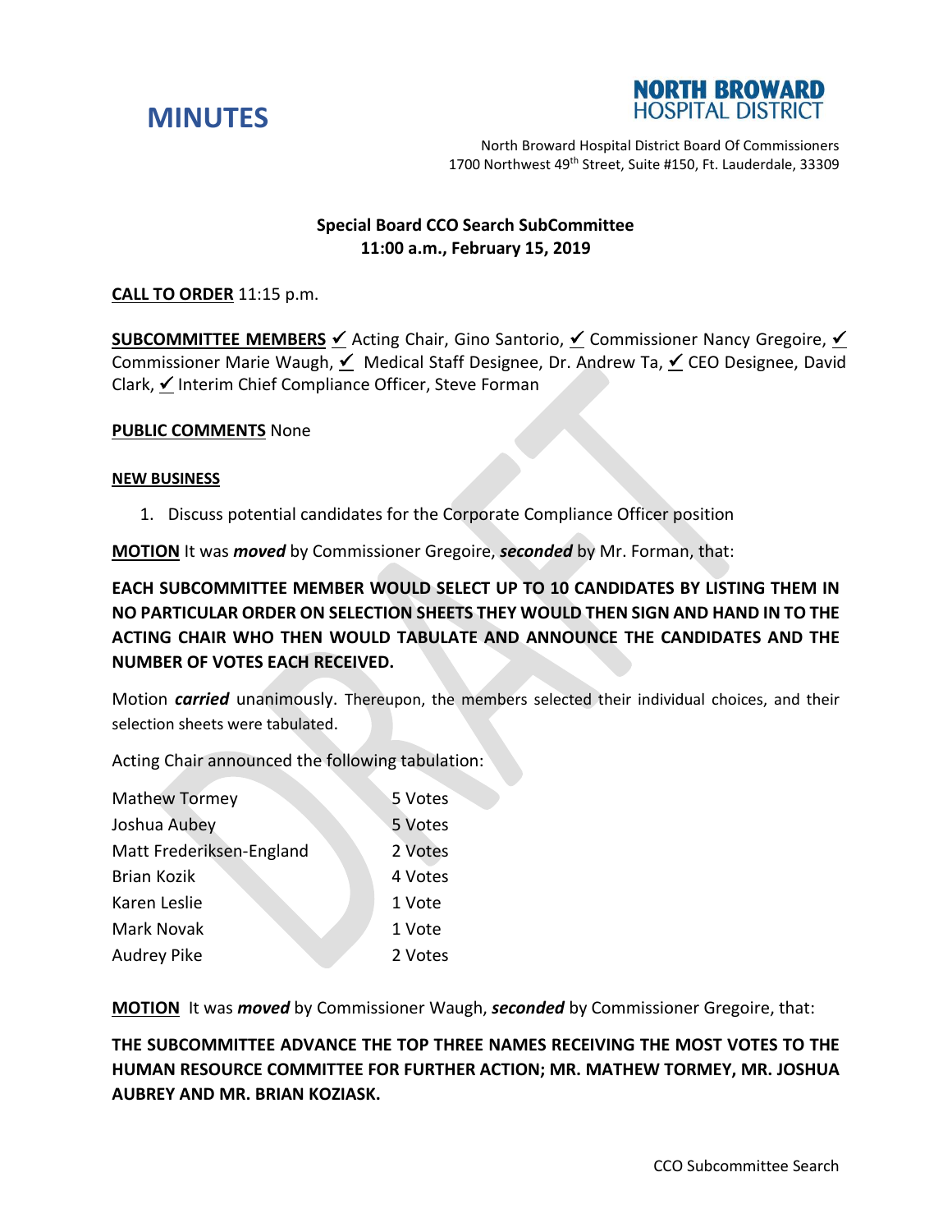# MINUTES

**NORTH BROWARD HOSPITAL DISTRICT**

North Broward Hospital District Board Of Commissioners
1700 Northwest 49th Street, Suite #150, Ft. Lauderdale, 33309

## Special Board CCO Search SubCommittee
## 11:00 a.m., February 15, 2019

**CALL TO ORDER** 11:15 p.m.

**SUBCOMMITTEE MEMBERS** ✓ Acting Chair, Gino Santorio, ✓ Commissioner Nancy Gregoire, ✓ Commissioner Marie Waugh, ✓ Medical Staff Designee, Dr. Andrew Ta, ✓ CEO Designee, David Clark, ✓ Interim Chief Compliance Officer, Steve Forman

**PUBLIC COMMENTS** None

**NEW BUSINESS**

1. Discuss potential candidates for the Corporate Compliance Officer position

**MOTION** It was ***moved*** by Commissioner Gregoire, ***seconded*** by Mr. Forman, that:

**EACH SUBCOMMITTEE MEMBER WOULD SELECT UP TO 10 CANDIDATES BY LISTING THEM IN NO PARTICULAR ORDER ON SELECTION SHEETS THEY WOULD THEN SIGN AND HAND IN TO THE ACTING CHAIR WHO THEN WOULD TABULATE AND ANNOUNCE THE CANDIDATES AND THE NUMBER OF VOTES EACH RECEIVED.**

Motion ***carried*** unanimously. Thereupon, the members selected their individual choices, and their selection sheets were tabulated.

Acting Chair announced the following tabulation:

| | |
|---|---|
| Mathew Tormey | 5 Votes |
| Joshua Aubey | 5 Votes |
| Matt Frederiksen-England | 2 Votes |
| Brian Kozik | 4 Votes |
| Karen Leslie | 1 Vote |
| Mark Novak | 1 Vote |
| Audrey Pike | 2 Votes |

**MOTION** It was ***moved*** by Commissioner Waugh, ***seconded*** by Commissioner Gregoire, that:

**THE SUBCOMMITTEE ADVANCE THE TOP THREE NAMES RECEIVING THE MOST VOTES TO THE HUMAN RESOURCE COMMITTEE FOR FURTHER ACTION; MR. MATHEW TORMEY, MR. JOSHUA AUBREY AND MR. BRIAN KOZIASK.**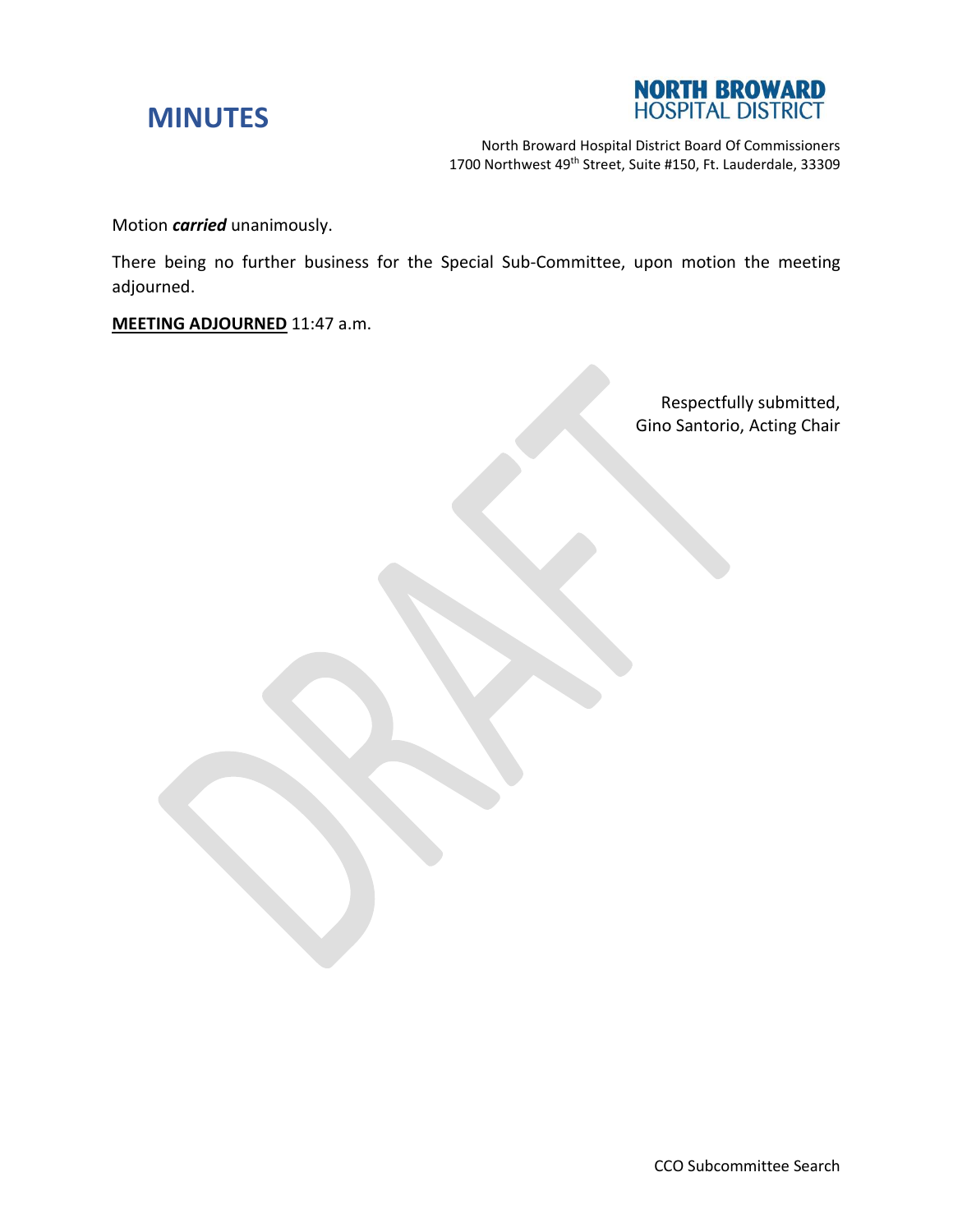Motion ***carried*** unanimously.

There being no further business for the Special Sub-Committee, upon motion the meeting adjourned.

**MEETING ADJOURNED** 11:47 a.m.

Respectfully submitted,
Gino Santorio, Acting Chair